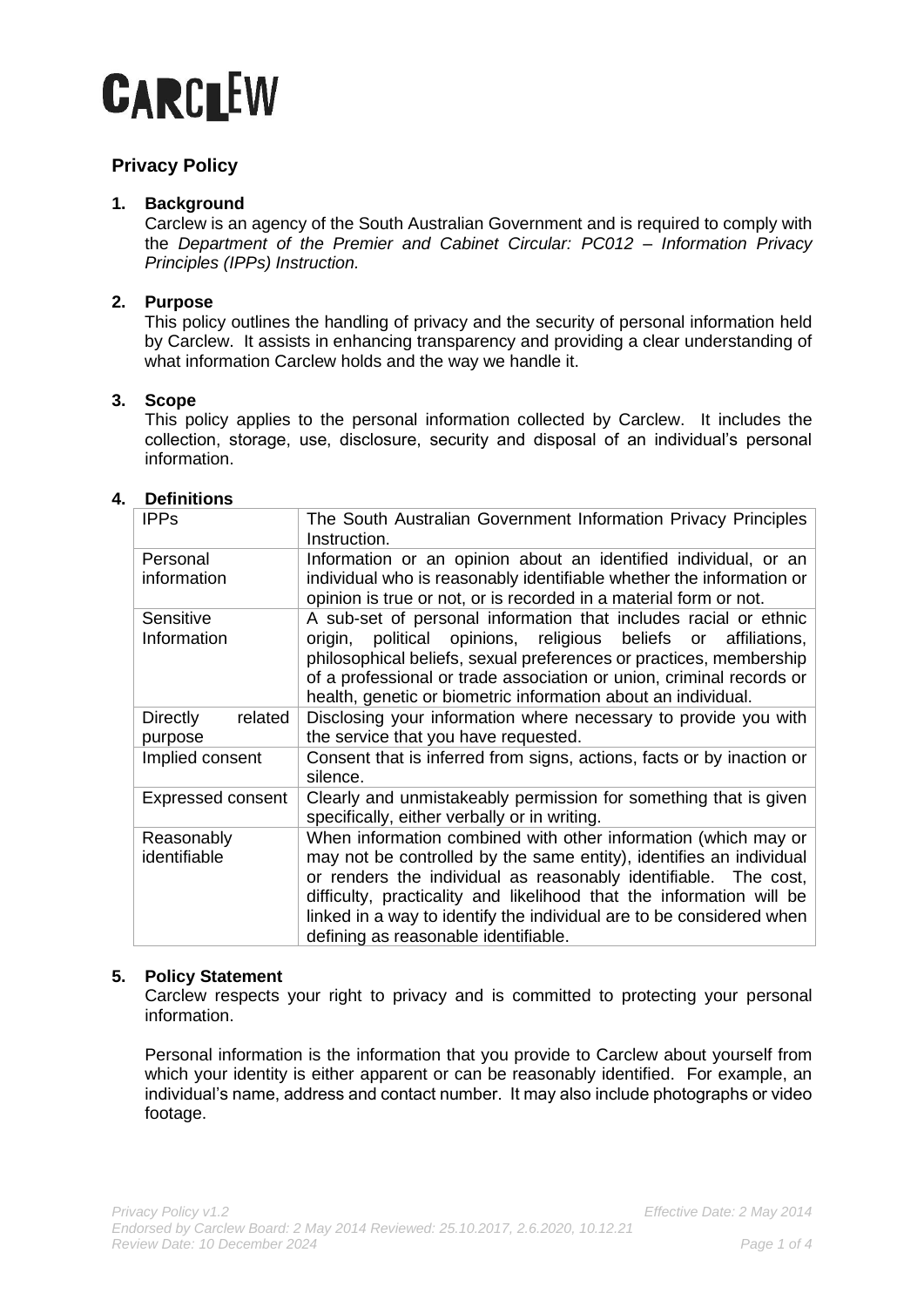# CARCLEW

## Privacy Policy

### 1. Background

Carclew is an agency of the South Australian Government and is required to comply with the *Department of the Premier and Cabinet Circular: PC012 – Information Privacy Principles (IPPs) Instruction.*

### 2. Purpose

This policy outlines the handling of privacy and the security of personal information held by Carclew. It assists in enhancing transparency and providing a clear understanding of what information Carclew holds and the way we handle it.

### 3. Scope

This policy applies to the personal information collected by Carclew. It includes the collection, storage, use, disclosure, security and disposal of an individual's personal information.

### 4. Definitions

| | |
|---|---|
| IPPs | The South Australian Government Information Privacy Principles Instruction. |
| Personal information | Information or an opinion about an identified individual, or an individual who is reasonably identifiable whether the information or opinion is true or not, or is recorded in a material form or not. |
| Sensitive Information | A sub-set of personal information that includes racial or ethnic origin, political opinions, religious beliefs or affiliations, philosophical beliefs, sexual preferences or practices, membership of a professional or trade association or union, criminal records or health, genetic or biometric information about an individual. |
| Directly related purpose | Disclosing your information where necessary to provide you with the service that you have requested. |
| Implied consent | Consent that is inferred from signs, actions, facts or by inaction or silence. |
| Expressed consent | Clearly and unmistakeably permission for something that is given specifically, either verbally or in writing. |
| Reasonably identifiable | When information combined with other information (which may or may not be controlled by the same entity), identifies an individual or renders the individual as reasonably identifiable. The cost, difficulty, practicality and likelihood that the information will be linked in a way to identify the individual are to be considered when defining as reasonable identifiable. |

### 5. Policy Statement

Carclew respects your right to privacy and is committed to protecting your personal information.

Personal information is the information that you provide to Carclew about yourself from which your identity is either apparent or can be reasonably identified. For example, an individual's name, address and contact number. It may also include photographs or video footage.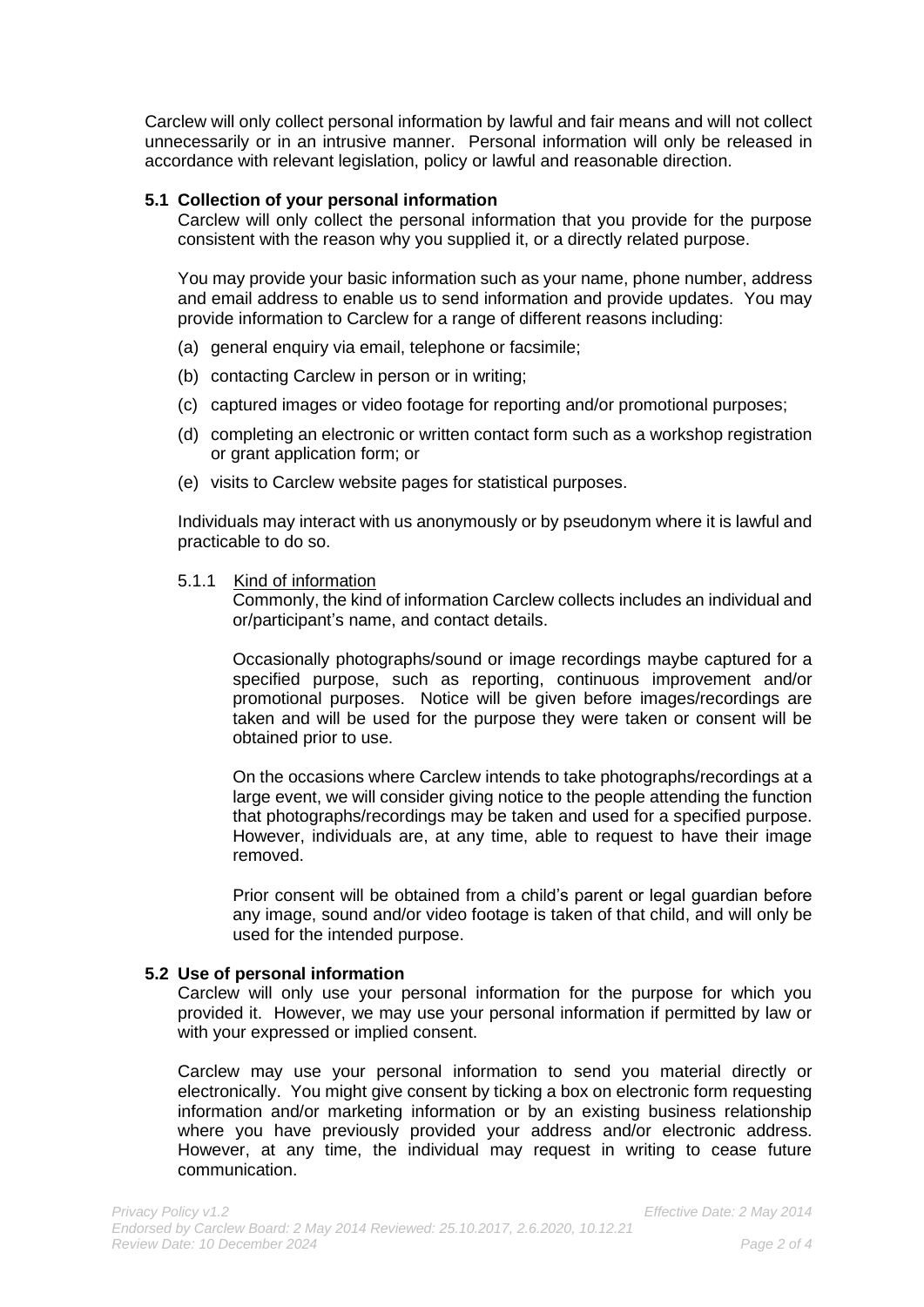Carclew will only collect personal information by lawful and fair means and will not collect unnecessarily or in an intrusive manner. Personal information will only be released in accordance with relevant legislation, policy or lawful and reasonable direction.

### 5.1 Collection of your personal information

Carclew will only collect the personal information that you provide for the purpose consistent with the reason why you supplied it, or a directly related purpose.

You may provide your basic information such as your name, phone number, address and email address to enable us to send information and provide updates. You may provide information to Carclew for a range of different reasons including:

(a) general enquiry via email, telephone or facsimile;

(b) contacting Carclew in person or in writing;

(c) captured images or video footage for reporting and/or promotional purposes;

(d) completing an electronic or written contact form such as a workshop registration or grant application form; or

(e) visits to Carclew website pages for statistical purposes.

Individuals may interact with us anonymously or by pseudonym where it is lawful and practicable to do so.

#### 5.1.1 Kind of information

Commonly, the kind of information Carclew collects includes an individual and or/participant's name, and contact details.

Occasionally photographs/sound or image recordings maybe captured for a specified purpose, such as reporting, continuous improvement and/or promotional purposes. Notice will be given before images/recordings are taken and will be used for the purpose they were taken or consent will be obtained prior to use.

On the occasions where Carclew intends to take photographs/recordings at a large event, we will consider giving notice to the people attending the function that photographs/recordings may be taken and used for a specified purpose. However, individuals are, at any time, able to request to have their image removed.

Prior consent will be obtained from a child's parent or legal guardian before any image, sound and/or video footage is taken of that child, and will only be used for the intended purpose.

### 5.2 Use of personal information

Carclew will only use your personal information for the purpose for which you provided it. However, we may use your personal information if permitted by law or with your expressed or implied consent.

Carclew may use your personal information to send you material directly or electronically. You might give consent by ticking a box on electronic form requesting information and/or marketing information or by an existing business relationship where you have previously provided your address and/or electronic address. However, at any time, the individual may request in writing to cease future communication.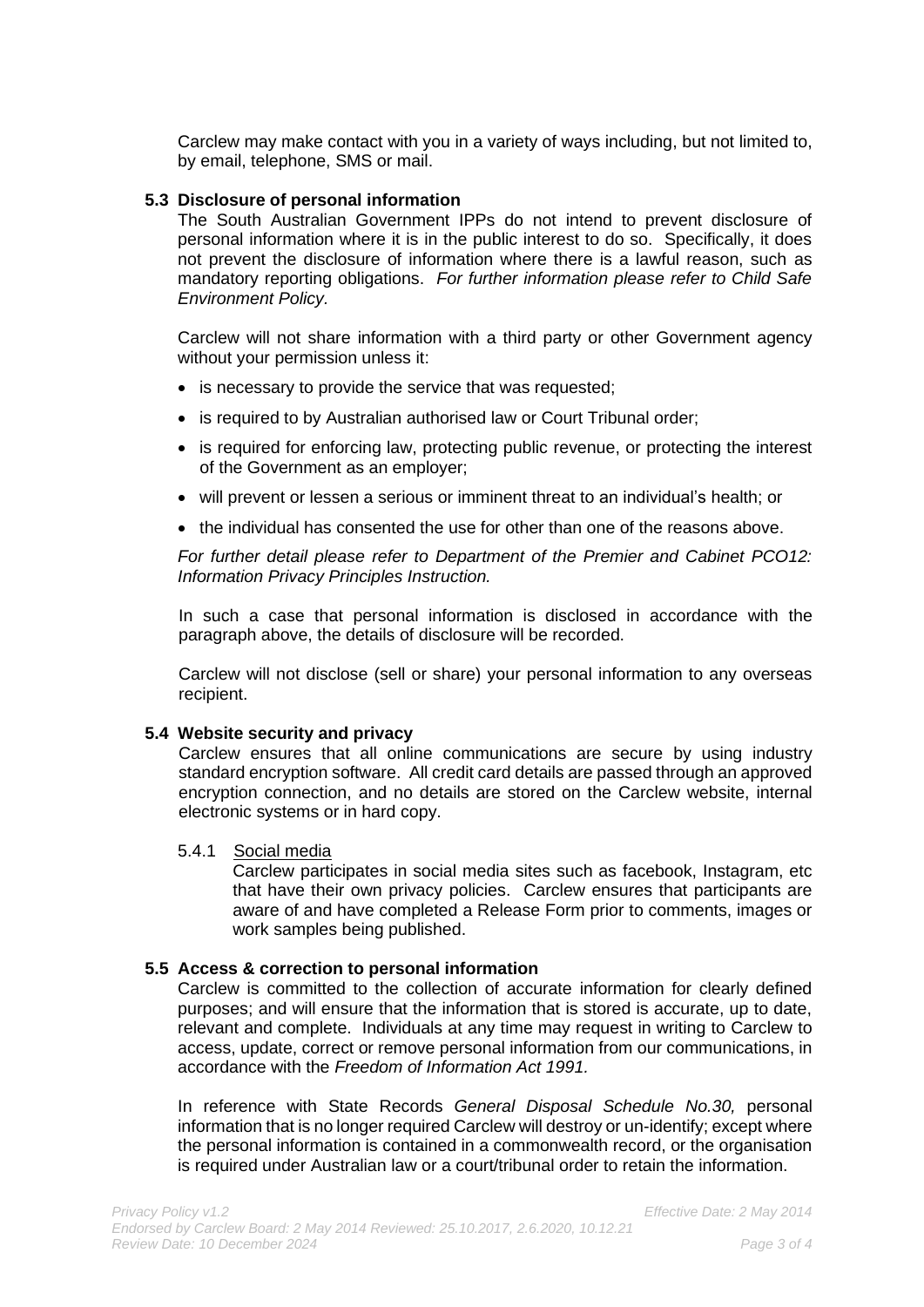Carclew may make contact with you in a variety of ways including, but not limited to, by email, telephone, SMS or mail.

### 5.3 Disclosure of personal information

The South Australian Government IPPs do not intend to prevent disclosure of personal information where it is in the public interest to do so. Specifically, it does not prevent the disclosure of information where there is a lawful reason, such as mandatory reporting obligations. *For further information please refer to Child Safe Environment Policy.*

Carclew will not share information with a third party or other Government agency without your permission unless it:

- is necessary to provide the service that was requested;
- is required to by Australian authorised law or Court Tribunal order;
- is required for enforcing law, protecting public revenue, or protecting the interest of the Government as an employer;
- will prevent or lessen a serious or imminent threat to an individual's health; or
- the individual has consented the use for other than one of the reasons above.

*For further detail please refer to Department of the Premier and Cabinet PCO12: Information Privacy Principles Instruction.*

In such a case that personal information is disclosed in accordance with the paragraph above, the details of disclosure will be recorded.

Carclew will not disclose (sell or share) your personal information to any overseas recipient.

### 5.4 Website security and privacy

Carclew ensures that all online communications are secure by using industry standard encryption software. All credit card details are passed through an approved encryption connection, and no details are stored on the Carclew website, internal electronic systems or in hard copy.

#### 5.4.1 Social media

Carclew participates in social media sites such as facebook, Instagram, etc that have their own privacy policies. Carclew ensures that participants are aware of and have completed a Release Form prior to comments, images or work samples being published.

### 5.5 Access & correction to personal information

Carclew is committed to the collection of accurate information for clearly defined purposes; and will ensure that the information that is stored is accurate, up to date, relevant and complete. Individuals at any time may request in writing to Carclew to access, update, correct or remove personal information from our communications, in accordance with the *Freedom of Information Act 1991.*

In reference with State Records *General Disposal Schedule No.30,* personal information that is no longer required Carclew will destroy or un-identify; except where the personal information is contained in a commonwealth record, or the organisation is required under Australian law or a court/tribunal order to retain the information.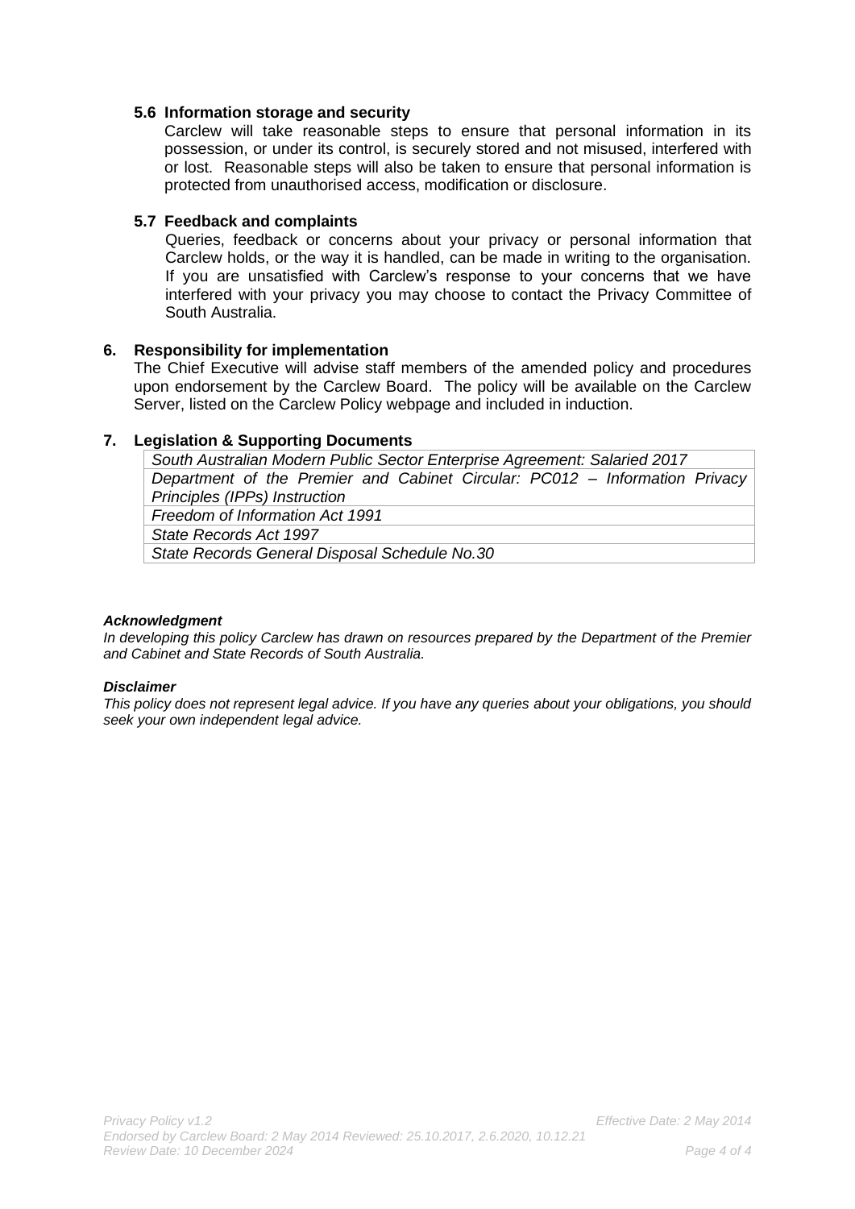### 5.6 Information storage and security

Carclew will take reasonable steps to ensure that personal information in its possession, or under its control, is securely stored and not misused, interfered with or lost. Reasonable steps will also be taken to ensure that personal information is protected from unauthorised access, modification or disclosure.

### 5.7 Feedback and complaints

Queries, feedback or concerns about your privacy or personal information that Carclew holds, or the way it is handled, can be made in writing to the organisation. If you are unsatisfied with Carclew's response to your concerns that we have interfered with your privacy you may choose to contact the Privacy Committee of South Australia.

## 6. Responsibility for implementation

The Chief Executive will advise staff members of the amended policy and procedures upon endorsement by the Carclew Board. The policy will be available on the Carclew Server, listed on the Carclew Policy webpage and included in induction.

## 7. Legislation & Supporting Documents

| |
|---|
| *South Australian Modern Public Sector Enterprise Agreement: Salaried 2017* |
| *Department of the Premier and Cabinet Circular: PC012 – Information Privacy Principles (IPPs) Instruction* |
| *Freedom of Information Act 1991* |
| *State Records Act 1997* |
| *State Records General Disposal Schedule No.30* |

***Acknowledgment***

*In developing this policy Carclew has drawn on resources prepared by the Department of the Premier and Cabinet and State Records of South Australia.*

***Disclaimer***

*This policy does not represent legal advice. If you have any queries about your obligations, you should seek your own independent legal advice.*